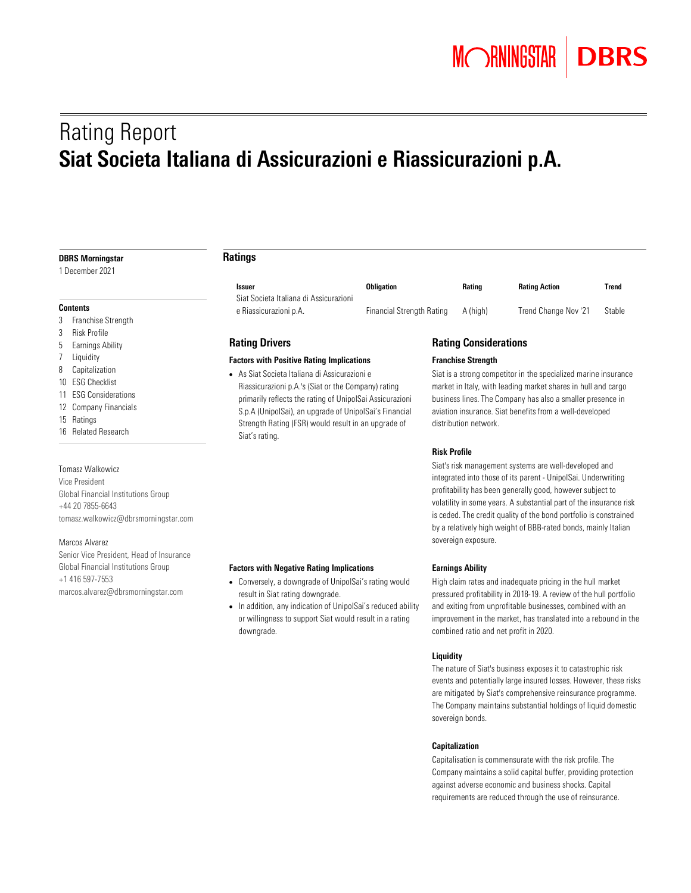# Rating Report

# Siat Societa Italiana di Assicurazioni e Riassicurazioni p.A.

**DBRS Morningstar**

1 December 2021

**Contents**

- 3 Franchise Strength
- 3 Risk Profile
- 5 Earnings Ability
- 7 Liquidity
- 8 Capitalization
- 10 ESG Checklist
- 11 ESG Considerations
- 12 Company Financials
- 15 Ratings
- 16 Related Research

Tomasz Walkowicz
Vice President
Global Financial Institutions Group
+44 20 7855-6643
tomasz.walkowicz@dbrsmorningstar.com

Marcos Alvarez
Senior Vice President, Head of Insurance
Global Financial Institutions Group
+1 416 597-7553
marcos.alvarez@dbrsmorningstar.com

## Ratings

| Issuer | Obligation | Rating | Rating Action | Trend |
|---|---|---|---|---|
| Siat Societa Italiana di Assicurazioni e Riassicurazioni p.A. | Financial Strength Rating | A (high) | Trend Change Nov '21 | Stable |

## Rating Drivers

### Factors with Positive Rating Implications

- As Siat Societa Italiana di Assicurazioni e Riassicurazioni p.A.'s (Siat or the Company) rating primarily reflects the rating of UnipolSai Assicurazioni S.p.A (UnipolSai), an upgrade of UnipolSai's Financial Strength Rating (FSR) would result in an upgrade of Siat's rating.

### Factors with Negative Rating Implications

- Conversely, a downgrade of UnipolSai's rating would result in Siat rating downgrade.
- In addition, any indication of UnipolSai's reduced ability or willingness to support Siat would result in a rating downgrade.

## Rating Considerations

### Franchise Strength

Siat is a strong competitor in the specialized marine insurance market in Italy, with leading market shares in hull and cargo business lines. The Company has also a smaller presence in aviation insurance. Siat benefits from a well-developed distribution network.

### Risk Profile

Siat's risk management systems are well-developed and integrated into those of its parent - UnipolSai. Underwriting profitability has been generally good, however subject to volatility in some years. A substantial part of the insurance risk is ceded. The credit quality of the bond portfolio is constrained by a relatively high weight of BBB-rated bonds, mainly Italian sovereign exposure.

### Earnings Ability

High claim rates and inadequate pricing in the hull market pressured profitability in 2018-19. A review of the hull portfolio and exiting from unprofitable businesses, combined with an improvement in the market, has translated into a rebound in the combined ratio and net profit in 2020.

### Liquidity

The nature of Siat's business exposes it to catastrophic risk events and potentially large insured losses. However, these risks are mitigated by Siat's comprehensive reinsurance programme. The Company maintains substantial holdings of liquid domestic sovereign bonds.

### Capitalization

Capitalisation is commensurate with the risk profile. The Company maintains a solid capital buffer, providing protection against adverse economic and business shocks. Capital requirements are reduced through the use of reinsurance.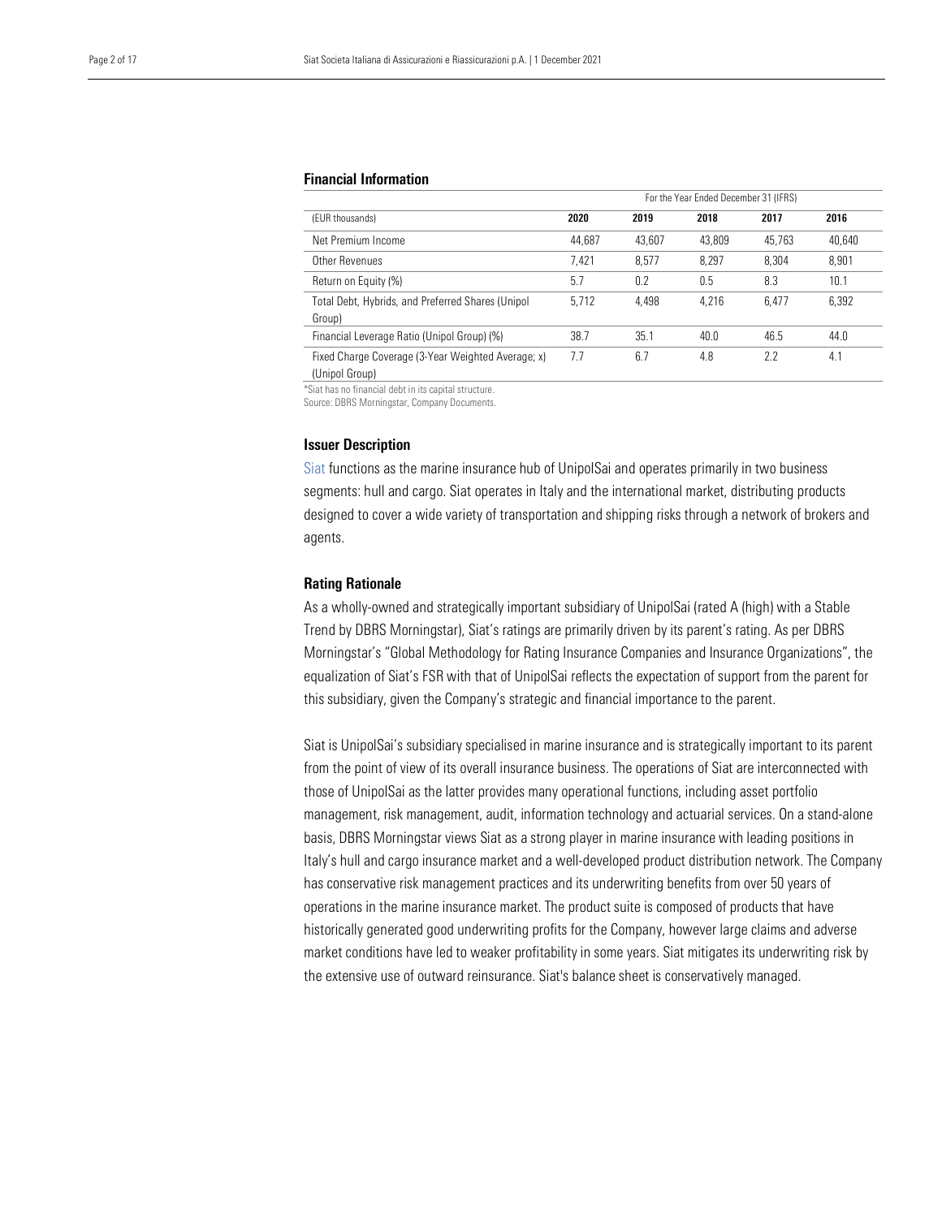## Financial Information

| (EUR thousands) | For the Year Ended December 31 (IFRS) 2020 | 2019 | 2018 | 2017 | 2016 |
|---|---|---|---|---|---|
| Net Premium Income | 44,687 | 43,607 | 43,809 | 45,763 | 40,640 |
| Other Revenues | 7,421 | 8,577 | 8,297 | 8,304 | 8,901 |
| Return on Equity (%) | 5.7 | 0.2 | 0.5 | 8.3 | 10.1 |
| Total Debt, Hybrids, and Preferred Shares (Unipol Group) | 5,712 | 4,498 | 4,216 | 6,477 | 6,392 |
| Financial Leverage Ratio (Unipol Group) (%) | 38.7 | 35.1 | 40.0 | 46.5 | 44.0 |
| Fixed Charge Coverage (3-Year Weighted Average; x) (Unipol Group) | 7.7 | 6.7 | 4.8 | 2.2 | 4.1 |

*Siat has no financial debt in its capital structure.
Source: DBRS Morningstar, Company Documents.

### Issuer Description

Siat functions as the marine insurance hub of UnipolSai and operates primarily in two business segments: hull and cargo. Siat operates in Italy and the international market, distributing products designed to cover a wide variety of transportation and shipping risks through a network of brokers and agents.

### Rating Rationale

As a wholly-owned and strategically important subsidiary of UnipolSai (rated A (high) with a Stable Trend by DBRS Morningstar), Siat's ratings are primarily driven by its parent's rating. As per DBRS Morningstar's "Global Methodology for Rating Insurance Companies and Insurance Organizations", the equalization of Siat's FSR with that of UnipolSai reflects the expectation of support from the parent for this subsidiary, given the Company's strategic and financial importance to the parent.

Siat is UnipolSai's subsidiary specialised in marine insurance and is strategically important to its parent from the point of view of its overall insurance business. The operations of Siat are interconnected with those of UnipolSai as the latter provides many operational functions, including asset portfolio management, risk management, audit, information technology and actuarial services. On a stand-alone basis, DBRS Morningstar views Siat as a strong player in marine insurance with leading positions in Italy's hull and cargo insurance market and a well-developed product distribution network. The Company has conservative risk management practices and its underwriting benefits from over 50 years of operations in the marine insurance market. The product suite is composed of products that have historically generated good underwriting profits for the Company, however large claims and adverse market conditions have led to weaker profitability in some years. Siat mitigates its underwriting risk by the extensive use of outward reinsurance. Siat's balance sheet is conservatively managed.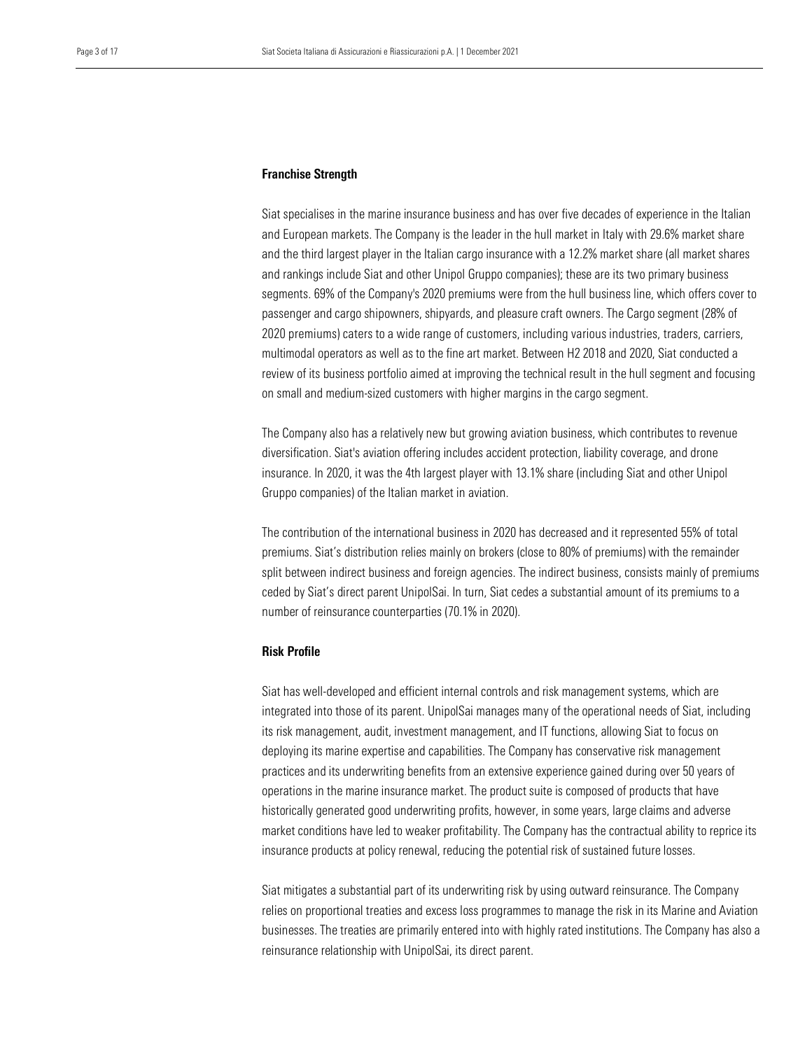### Franchise Strength

Siat specialises in the marine insurance business and has over five decades of experience in the Italian and European markets. The Company is the leader in the hull market in Italy with 29.6% market share and the third largest player in the Italian cargo insurance with a 12.2% market share (all market shares and rankings include Siat and other Unipol Gruppo companies); these are its two primary business segments. 69% of the Company's 2020 premiums were from the hull business line, which offers cover to passenger and cargo shipowners, shipyards, and pleasure craft owners. The Cargo segment (28% of 2020 premiums) caters to a wide range of customers, including various industries, traders, carriers, multimodal operators as well as to the fine art market. Between H2 2018 and 2020, Siat conducted a review of its business portfolio aimed at improving the technical result in the hull segment and focusing on small and medium-sized customers with higher margins in the cargo segment.

The Company also has a relatively new but growing aviation business, which contributes to revenue diversification. Siat's aviation offering includes accident protection, liability coverage, and drone insurance. In 2020, it was the 4th largest player with 13.1% share (including Siat and other Unipol Gruppo companies) of the Italian market in aviation.

The contribution of the international business in 2020 has decreased and it represented 55% of total premiums. Siat's distribution relies mainly on brokers (close to 80% of premiums) with the remainder split between indirect business and foreign agencies. The indirect business, consists mainly of premiums ceded by Siat's direct parent UnipolSai. In turn, Siat cedes a substantial amount of its premiums to a number of reinsurance counterparties (70.1% in 2020).

### Risk Profile

Siat has well-developed and efficient internal controls and risk management systems, which are integrated into those of its parent. UnipolSai manages many of the operational needs of Siat, including its risk management, audit, investment management, and IT functions, allowing Siat to focus on deploying its marine expertise and capabilities. The Company has conservative risk management practices and its underwriting benefits from an extensive experience gained during over 50 years of operations in the marine insurance market. The product suite is composed of products that have historically generated good underwriting profits, however, in some years, large claims and adverse market conditions have led to weaker profitability. The Company has the contractual ability to reprice its insurance products at policy renewal, reducing the potential risk of sustained future losses.

Siat mitigates a substantial part of its underwriting risk by using outward reinsurance. The Company relies on proportional treaties and excess loss programmes to manage the risk in its Marine and Aviation businesses. The treaties are primarily entered into with highly rated institutions. The Company has also a reinsurance relationship with UnipolSai, its direct parent.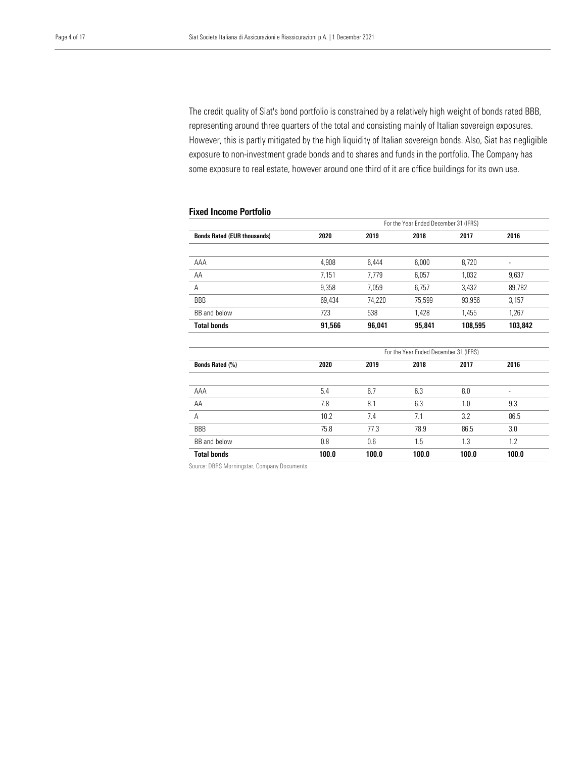The credit quality of Siat's bond portfolio is constrained by a relatively high weight of bonds rated BBB, representing around three quarters of the total and consisting mainly of Italian sovereign exposures. However, this is partly mitigated by the high liquidity of Italian sovereign bonds. Also, Siat has negligible exposure to non-investment grade bonds and to shares and funds in the portfolio. The Company has some exposure to real estate, however around one third of it are office buildings for its own use.

## Fixed Income Portfolio

| | For the Year Ended December 31 (IFRS) | | | | |
|---|---|---|---|---|---|
| **Bonds Rated (EUR thousands)** | **2020** | **2019** | **2018** | **2017** | **2016** |
| AAA | 4,908 | 6,444 | 6,000 | 8,720 | - |
| AA | 7,151 | 7,779 | 6,057 | 1,032 | 9,637 |
| A | 9,358 | 7,059 | 6,757 | 3,432 | 89,782 |
| BBB | 69,434 | 74,220 | 75,599 | 93,956 | 3,157 |
| BB and below | 723 | 538 | 1,428 | 1,455 | 1,267 |
| **Total bonds** | **91,566** | **96,041** | **95,841** | **108,595** | **103,842** |

| | For the Year Ended December 31 (IFRS) | | | | |
|---|---|---|---|---|---|
| **Bonds Rated (%)** | **2020** | **2019** | **2018** | **2017** | **2016** |
| AAA | 5.4 | 6.7 | 6.3 | 8.0 | - |
| AA | 7.8 | 8.1 | 6.3 | 1.0 | 9.3 |
| A | 10.2 | 7.4 | 7.1 | 3.2 | 86.5 |
| BBB | 75.8 | 77.3 | 78.9 | 86.5 | 3.0 |
| BB and below | 0.8 | 0.6 | 1.5 | 1.3 | 1.2 |
| **Total bonds** | **100.0** | **100.0** | **100.0** | **100.0** | **100.0** |

Source: DBRS Morningstar, Company Documents.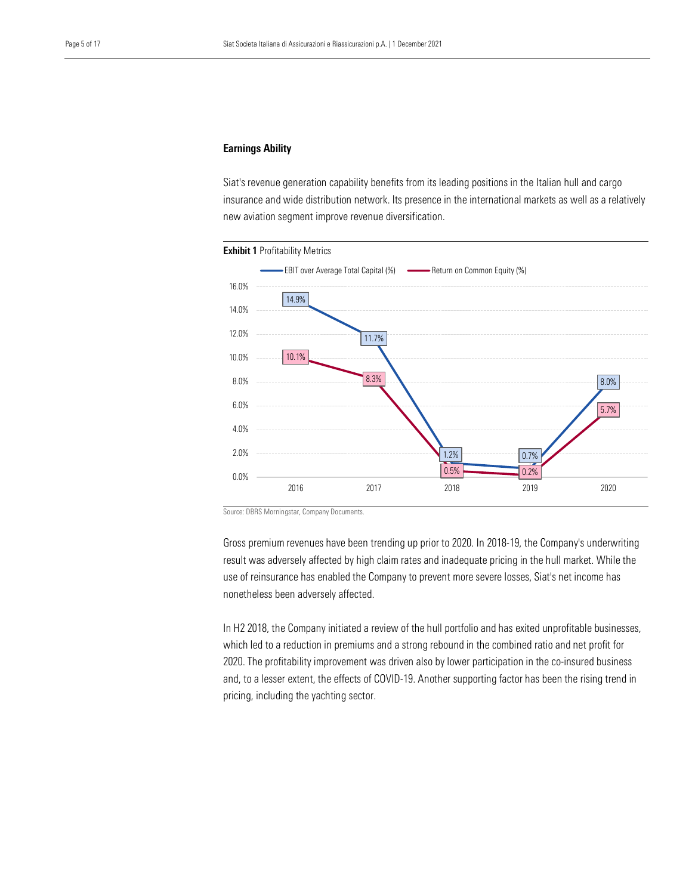## Earnings Ability

Siat's revenue generation capability benefits from its leading positions in the Italian hull and cargo insurance and wide distribution network. Its presence in the international markets as well as a relatively new aviation segment improve revenue diversification.

**Exhibit 1** Profitability Metrics

| | 2016 | 2017 | 2018 | 2019 | 2020 |
|---|---|---|---|---|---|
| EBIT over Average Total Capital (%) | 14.9% | 11.7% | 1.2% | 0.7% | 8.0% |
| Return on Common Equity (%) | 10.1% | 8.3% | 0.5% | 0.2% | 5.7% |

Source: DBRS Morningstar, Company Documents.

Gross premium revenues have been trending up prior to 2020. In 2018-19, the Company's underwriting result was adversely affected by high claim rates and inadequate pricing in the hull market. While the use of reinsurance has enabled the Company to prevent more severe losses, Siat's net income has nonetheless been adversely affected.

In H2 2018, the Company initiated a review of the hull portfolio and has exited unprofitable businesses, which led to a reduction in premiums and a strong rebound in the combined ratio and net profit for 2020. The profitability improvement was driven also by lower participation in the co-insured business and, to a lesser extent, the effects of COVID-19. Another supporting factor has been the rising trend in pricing, including the yachting sector.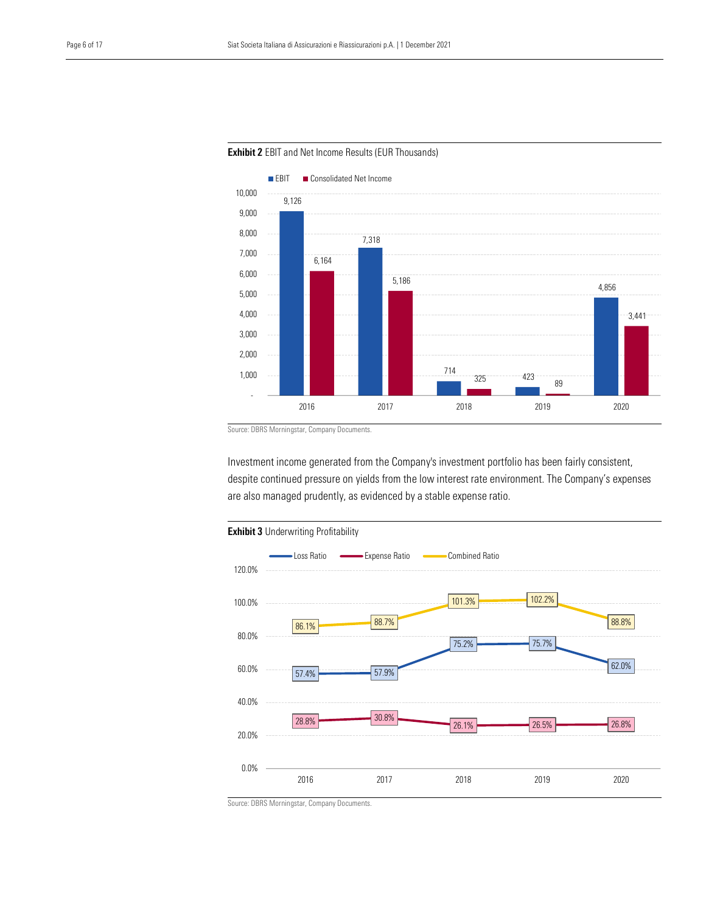**Exhibit 2** EBIT and Net Income Results (EUR Thousands)

| | 2016 | 2017 | 2018 | 2019 | 2020 |
|---|---|---|---|---|---|
| EBIT | 9,126 | 7,318 | 714 | 423 | 4,856 |
| Consolidated Net Income | 6,164 | 5,186 | 325 | 89 | 3,441 |

Source: DBRS Morningstar, Company Documents.

Investment income generated from the Company's investment portfolio has been fairly consistent, despite continued pressure on yields from the low interest rate environment. The Company's expenses are also managed prudently, as evidenced by a stable expense ratio.

**Exhibit 3** Underwriting Profitability

| | 2016 | 2017 | 2018 | 2019 | 2020 |
|---|---|---|---|---|---|
| Loss Ratio | 57.4% | 57.9% | 75.2% | 75.7% | 62.0% |
| Expense Ratio | 28.8% | 30.8% | 26.1% | 26.5% | 26.8% |
| Combined Ratio | 86.1% | 88.7% | 101.3% | 102.2% | 88.8% |

Source: DBRS Morningstar, Company Documents.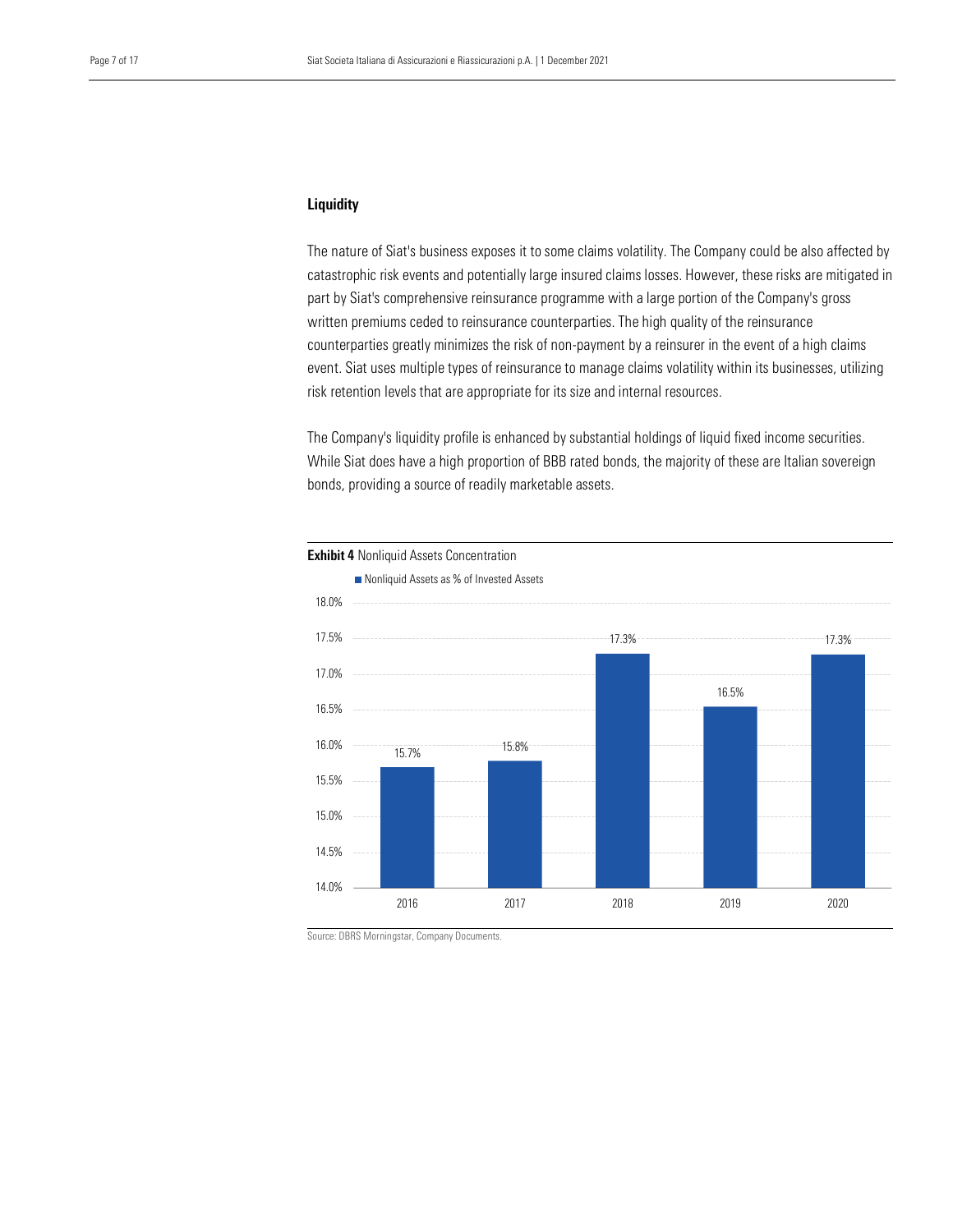## Liquidity

The nature of Siat's business exposes it to some claims volatility. The Company could be also affected by catastrophic risk events and potentially large insured claims losses. However, these risks are mitigated in part by Siat's comprehensive reinsurance programme with a large portion of the Company's gross written premiums ceded to reinsurance counterparties. The high quality of the reinsurance counterparties greatly minimizes the risk of non-payment by a reinsurer in the event of a high claims event. Siat uses multiple types of reinsurance to manage claims volatility within its businesses, utilizing risk retention levels that are appropriate for its size and internal resources.

The Company's liquidity profile is enhanced by substantial holdings of liquid fixed income securities. While Siat does have a high proportion of BBB rated bonds, the majority of these are Italian sovereign bonds, providing a source of readily marketable assets.

**Exhibit 4** Nonliquid Assets Concentration

| Year | Nonliquid Assets as % of Invested Assets |
|---|---|
| 2016 | 15.7% |
| 2017 | 15.8% |
| 2018 | 17.3% |
| 2019 | 16.5% |
| 2020 | 17.3% |

Source: DBRS Morningstar, Company Documents.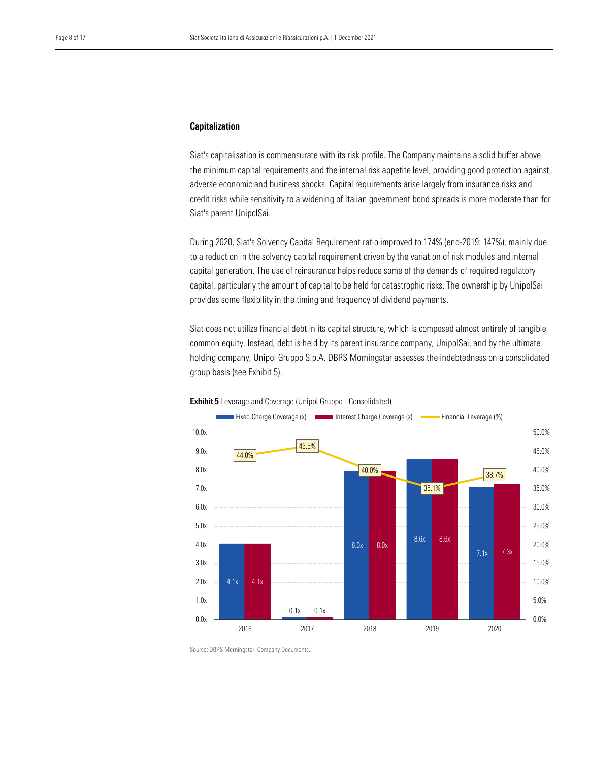## Capitalization

Siat's capitalisation is commensurate with its risk profile. The Company maintains a solid buffer above the minimum capital requirements and the internal risk appetite level, providing good protection against adverse economic and business shocks. Capital requirements arise largely from insurance risks and credit risks while sensitivity to a widening of Italian government bond spreads is more moderate than for Siat's parent UnipolSai.

During 2020, Siat's Solvency Capital Requirement ratio improved to 174% (end-2019: 147%), mainly due to a reduction in the solvency capital requirement driven by the variation of risk modules and internal capital generation. The use of reinsurance helps reduce some of the demands of required regulatory capital, particularly the amount of capital to be held for catastrophic risks. The ownership by UnipolSai provides some flexibility in the timing and frequency of dividend payments.

Siat does not utilize financial debt in its capital structure, which is composed almost entirely of tangible common equity. Instead, debt is held by its parent insurance company, UnipolSai, and by the ultimate holding company, Unipol Gruppo S.p.A. DBRS Morningstar assesses the indebtedness on a consolidated group basis (see Exhibit 5).

**Exhibit 5** Leverage and Coverage (Unipol Gruppo - Consolidated)

| | 2016 | 2017 | 2018 | 2019 | 2020 |
|---|---|---|---|---|---|
| Fixed Charge Coverage (x) | 4.1x | 0.1x | 8.0x | 8.6x | 7.1x |
| Interest Charge Coverage (x) | 4.1x | 0.1x | 8.0x | 8.6x | 7.3x |
| Financial Leverage (%) | 44.0% | 46.5% | 40.0% | 35.1% | 38.7% |

Source: DBRS Morningstar, Company Documents.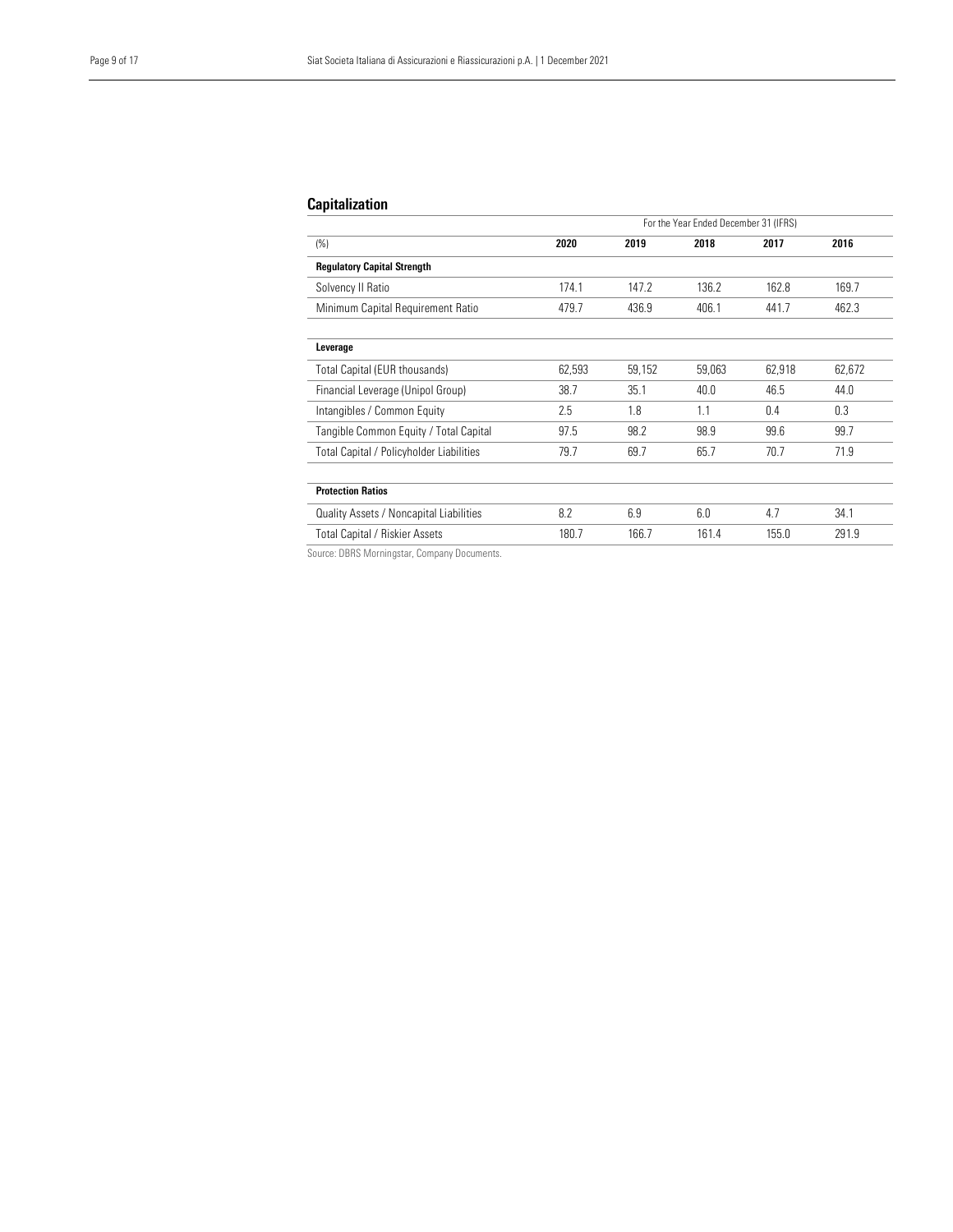## Capitalization

| (%) | For the Year Ended December 31 (IFRS) | | | | |
|---|---|---|---|---|---|
| | **2020** | **2019** | **2018** | **2017** | **2016** |
| **Regulatory Capital Strength** | | | | | |
| Solvency II Ratio | 174.1 | 147.2 | 136.2 | 162.8 | 169.7 |
| Minimum Capital Requirement Ratio | 479.7 | 436.9 | 406.1 | 441.7 | 462.3 |
| **Leverage** | | | | | |
| Total Capital (EUR thousands) | 62,593 | 59,152 | 59,063 | 62,918 | 62,672 |
| Financial Leverage (Unipol Group) | 38.7 | 35.1 | 40.0 | 46.5 | 44.0 |
| Intangibles / Common Equity | 2.5 | 1.8 | 1.1 | 0.4 | 0.3 |
| Tangible Common Equity / Total Capital | 97.5 | 98.2 | 98.9 | 99.6 | 99.7 |
| Total Capital / Policyholder Liabilities | 79.7 | 69.7 | 65.7 | 70.7 | 71.9 |
| **Protection Ratios** | | | | | |
| Quality Assets / Noncapital Liabilities | 8.2 | 6.9 | 6.0 | 4.7 | 34.1 |
| Total Capital / Riskier Assets | 180.7 | 166.7 | 161.4 | 155.0 | 291.9 |

Source: DBRS Morningstar, Company Documents.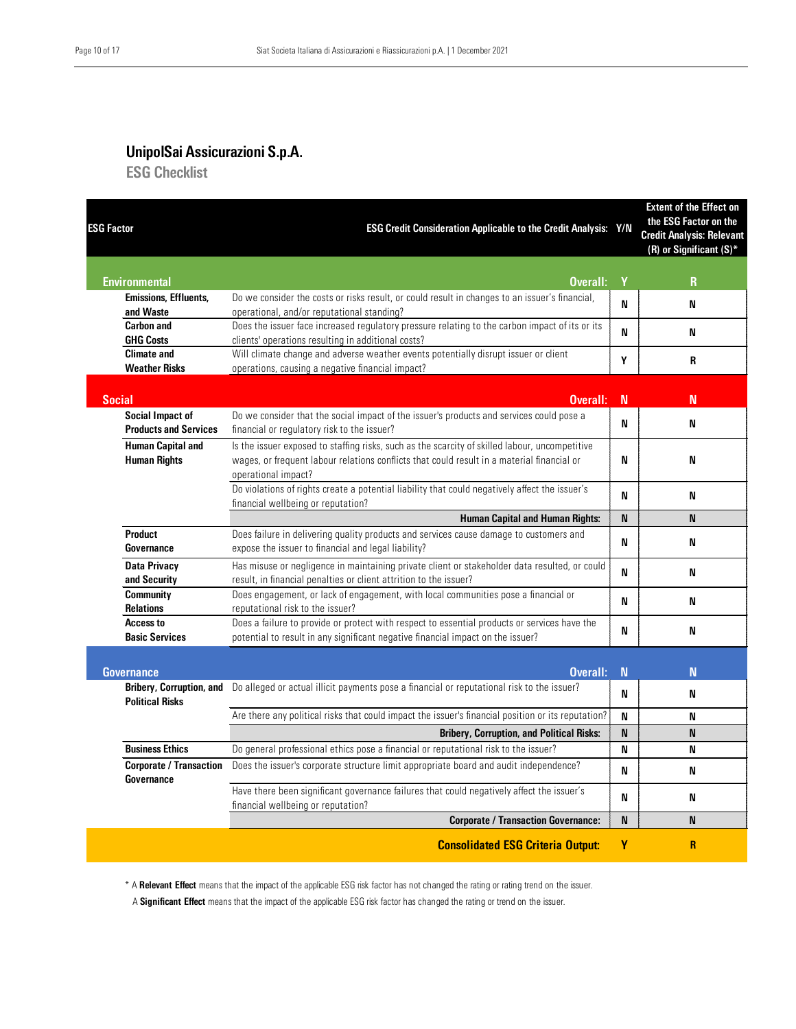## UnipolSai Assicurazioni S.p.A.

### ESG Checklist

| ESG Factor | ESG Credit Consideration Applicable to the Credit Analysis: | Y/N | Extent of the Effect on the ESG Factor on the Credit Analysis: Relevant (R) or Significant (S)* |
|---|---|---|---|
| **Environmental** | **Overall:** | **Y** | **R** |
| **Emissions, Effluents, and Waste** | Do we consider the costs or risks result, or could result in changes to an issuer's financial, operational, and/or reputational standing? | N | N |
| **Carbon and GHG Costs** | Does the issuer face increased regulatory pressure relating to the carbon impact of its or its clients' operations resulting in additional costs? | N | N |
| **Climate and Weather Risks** | Will climate change and adverse weather events potentially disrupt issuer or client operations, causing a negative financial impact? | Y | R |
| **Social** | **Overall:** | **N** | **N** |
| **Social Impact of Products and Services** | Do we consider that the social impact of the issuer's products and services could pose a financial or regulatory risk to the issuer? | N | N |
| **Human Capital and Human Rights** | Is the issuer exposed to staffing risks, such as the scarcity of skilled labour, uncompetitive wages, or frequent labour relations conflicts that could result in a material financial or operational impact? | N | N |
| | Do violations of rights create a potential liability that could negatively affect the issuer's financial wellbeing or reputation? | N | N |
| | **Human Capital and Human Rights:** | **N** | **N** |
| **Product Governance** | Does failure in delivering quality products and services cause damage to customers and expose the issuer to financial and legal liability? | N | N |
| **Data Privacy and Security** | Has misuse or negligence in maintaining private client or stakeholder data resulted, or could result, in financial penalties or client attrition to the issuer? | N | N |
| **Community Relations** | Does engagement, or lack of engagement, with local communities pose a financial or reputational risk to the issuer? | N | N |
| **Access to Basic Services** | Does a failure to provide or protect with respect to essential products or services have the potential to result in any significant negative financial impact on the issuer? | N | N |
| **Governance** | **Overall:** | **N** | **N** |
| **Bribery, Corruption, and Political Risks** | Do alleged or actual illicit payments pose a financial or reputational risk to the issuer? | N | N |
| | Are there any political risks that could impact the issuer's financial position or its reputation? | N | N |
| | **Bribery, Corruption, and Political Risks:** | **N** | **N** |
| **Business Ethics** | Do general professional ethics pose a financial or reputational risk to the issuer? | N | N |
| **Corporate / Transaction Governance** | Does the issuer's corporate structure limit appropriate board and audit independence? | N | N |
| | Have there been significant governance failures that could negatively affect the issuer's financial wellbeing or reputation? | N | N |
| | **Corporate / Transaction Governance:** | **N** | **N** |
| | **Consolidated ESG Criteria Output:** | **Y** | **R** |

\* A **Relevant Effect** means that the impact of the applicable ESG risk factor has not changed the rating or rating trend on the issuer.
A **Significant Effect** means that the impact of the applicable ESG risk factor has changed the rating or trend on the issuer.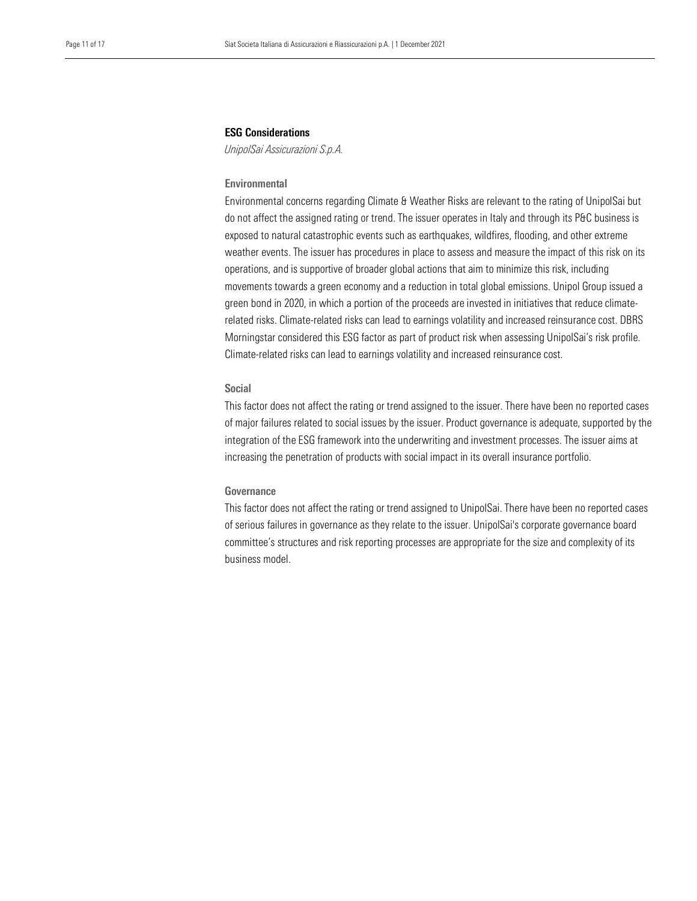## ESG Considerations

*UnipolSai Assicurazioni S.p.A.*

### Environmental

Environmental concerns regarding Climate & Weather Risks are relevant to the rating of UnipolSai but do not affect the assigned rating or trend. The issuer operates in Italy and through its P&C business is exposed to natural catastrophic events such as earthquakes, wildfires, flooding, and other extreme weather events. The issuer has procedures in place to assess and measure the impact of this risk on its operations, and is supportive of broader global actions that aim to minimize this risk, including movements towards a green economy and a reduction in total global emissions. Unipol Group issued a green bond in 2020, in which a portion of the proceeds are invested in initiatives that reduce climate-related risks. Climate-related risks can lead to earnings volatility and increased reinsurance cost. DBRS Morningstar considered this ESG factor as part of product risk when assessing UnipolSai's risk profile. Climate-related risks can lead to earnings volatility and increased reinsurance cost.

### Social

This factor does not affect the rating or trend assigned to the issuer. There have been no reported cases of major failures related to social issues by the issuer. Product governance is adequate, supported by the integration of the ESG framework into the underwriting and investment processes. The issuer aims at increasing the penetration of products with social impact in its overall insurance portfolio.

### Governance

This factor does not affect the rating or trend assigned to UnipolSai. There have been no reported cases of serious failures in governance as they relate to the issuer. UnipolSai's corporate governance board committee's structures and risk reporting processes are appropriate for the size and complexity of its business model.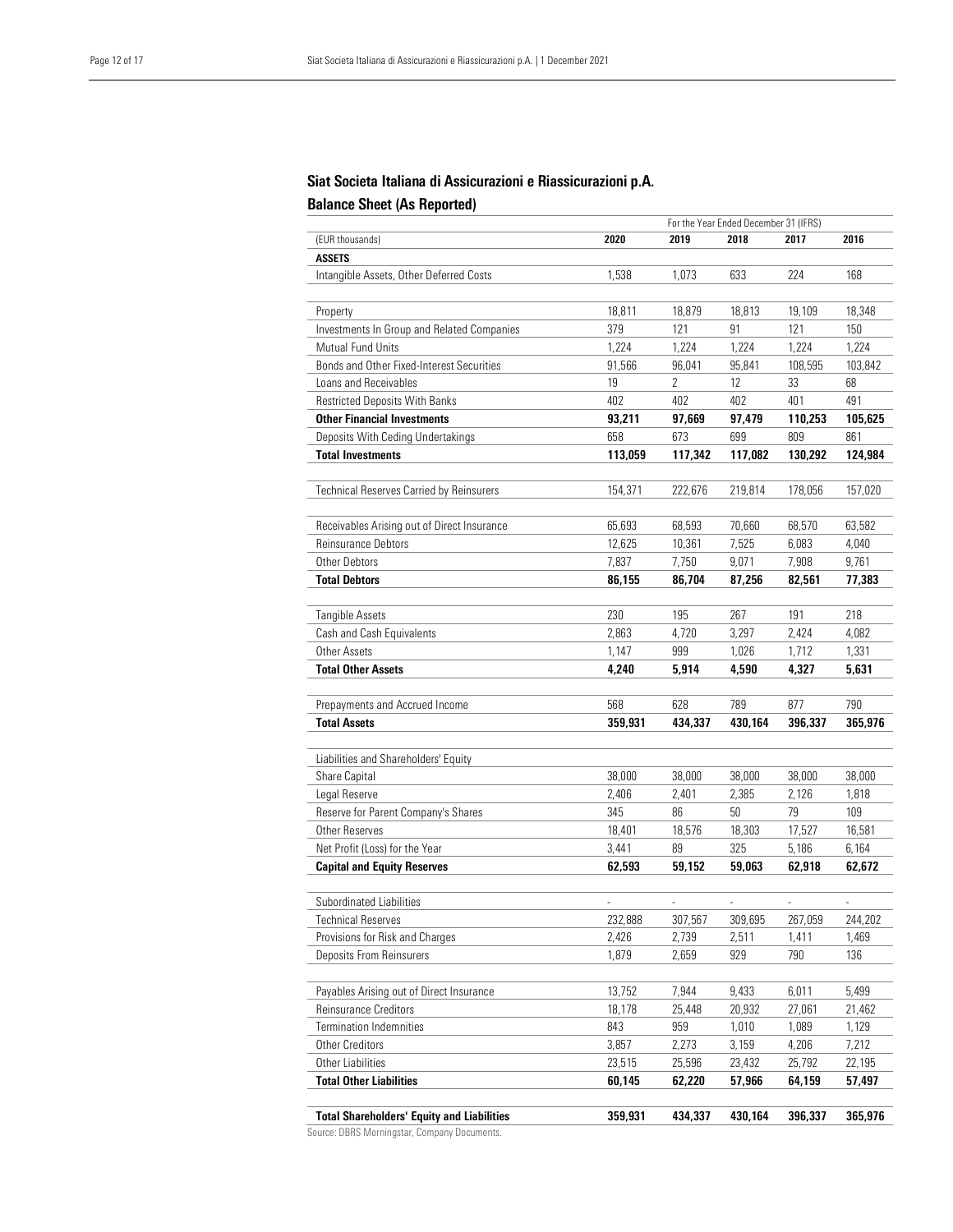## Siat Societa Italiana di Assicurazioni e Riassicurazioni p.A.

### Balance Sheet (As Reported)

| | For the Year Ended December 31 (IFRS) | | | | |
|---|---|---|---|---|---|
| (EUR thousands) | **2020** | **2019** | **2018** | **2017** | **2016** |
| **ASSETS** | | | | | |
| Intangible Assets, Other Deferred Costs | 1,538 | 1,073 | 633 | 224 | 168 |
| | | | | | |
| Property | 18,811 | 18,879 | 18,813 | 19,109 | 18,348 |
| Investments In Group and Related Companies | 379 | 121 | 91 | 121 | 150 |
| Mutual Fund Units | 1,224 | 1,224 | 1,224 | 1,224 | 1,224 |
| Bonds and Other Fixed-Interest Securities | 91,566 | 96,041 | 95,841 | 108,595 | 103,842 |
| Loans and Receivables | 19 | 2 | 12 | 33 | 68 |
| Restricted Deposits With Banks | 402 | 402 | 402 | 401 | 491 |
| **Other Financial Investments** | **93,211** | **97,669** | **97,479** | **110,253** | **105,625** |
| Deposits With Ceding Undertakings | 658 | 673 | 699 | 809 | 861 |
| **Total Investments** | **113,059** | **117,342** | **117,082** | **130,292** | **124,984** |
| | | | | | |
| Technical Reserves Carried by Reinsurers | 154,371 | 222,676 | 219,814 | 178,056 | 157,020 |
| | | | | | |
| Receivables Arising out of Direct Insurance | 65,693 | 68,593 | 70,660 | 68,570 | 63,582 |
| Reinsurance Debtors | 12,625 | 10,361 | 7,525 | 6,083 | 4,040 |
| Other Debtors | 7,837 | 7,750 | 9,071 | 7,908 | 9,761 |
| **Total Debtors** | **86,155** | **86,704** | **87,256** | **82,561** | **77,383** |
| | | | | | |
| Tangible Assets | 230 | 195 | 267 | 191 | 218 |
| Cash and Cash Equivalents | 2,863 | 4,720 | 3,297 | 2,424 | 4,082 |
| Other Assets | 1,147 | 999 | 1,026 | 1,712 | 1,331 |
| **Total Other Assets** | **4,240** | **5,914** | **4,590** | **4,327** | **5,631** |
| | | | | | |
| Prepayments and Accrued Income | 568 | 628 | 789 | 877 | 790 |
| **Total Assets** | **359,931** | **434,337** | **430,164** | **396,337** | **365,976** |
| | | | | | |
| Liabilities and Shareholders' Equity | | | | | |
| Share Capital | 38,000 | 38,000 | 38,000 | 38,000 | 38,000 |
| Legal Reserve | 2,406 | 2,401 | 2,385 | 2,126 | 1,818 |
| Reserve for Parent Company's Shares | 345 | 86 | 50 | 79 | 109 |
| Other Reserves | 18,401 | 18,576 | 18,303 | 17,527 | 16,581 |
| Net Profit (Loss) for the Year | 3,441 | 89 | 325 | 5,186 | 6,164 |
| **Capital and Equity Reserves** | **62,593** | **59,152** | **59,063** | **62,918** | **62,672** |
| | | | | | |
| Subordinated Liabilities | - | - | - | - | - |
| Technical Reserves | 232,888 | 307,567 | 309,695 | 267,059 | 244,202 |
| Provisions for Risk and Charges | 2,426 | 2,739 | 2,511 | 1,411 | 1,469 |
| Deposits From Reinsurers | 1,879 | 2,659 | 929 | 790 | 136 |
| | | | | | |
| Payables Arising out of Direct Insurance | 13,752 | 7,944 | 9,433 | 6,011 | 5,499 |
| Reinsurance Creditors | 18,178 | 25,448 | 20,932 | 27,061 | 21,462 |
| Termination Indemnities | 843 | 959 | 1,010 | 1,089 | 1,129 |
| Other Creditors | 3,857 | 2,273 | 3,159 | 4,206 | 7,212 |
| Other Liabilities | 23,515 | 25,596 | 23,432 | 25,792 | 22,195 |
| **Total Other Liabilities** | **60,145** | **62,220** | **57,966** | **64,159** | **57,497** |
| | | | | | |
| **Total Shareholders' Equity and Liabilities** | **359,931** | **434,337** | **430,164** | **396,337** | **365,976** |

Source: DBRS Morningstar, Company Documents.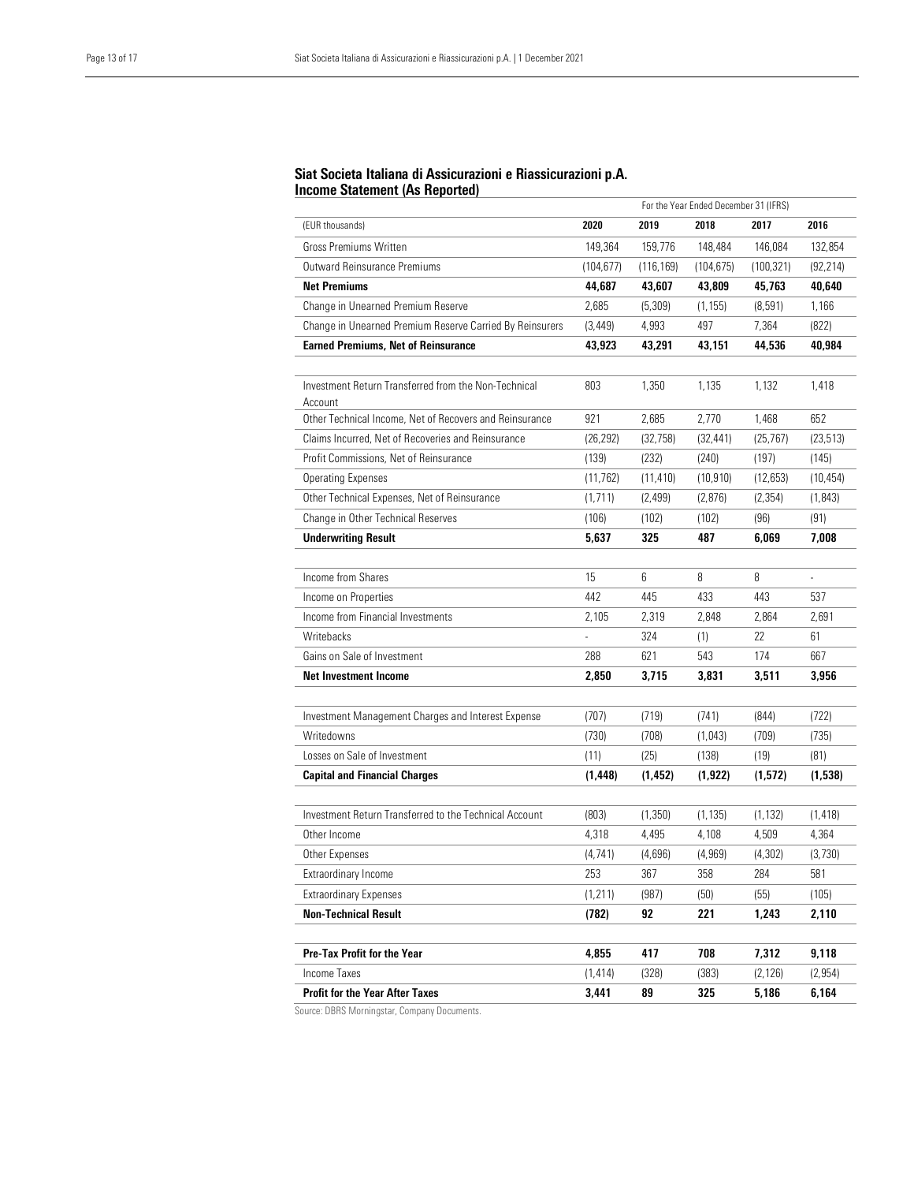## Siat Societa Italiana di Assicurazioni e Riassicurazioni p.A.
## Income Statement (As Reported)

| | For the Year Ended December 31 (IFRS) | | | | |
|---|---|---|---|---|---|
| (EUR thousands) | **2020** | **2019** | **2018** | **2017** | **2016** |
| Gross Premiums Written | 149,364 | 159,776 | 148,484 | 146,084 | 132,854 |
| Outward Reinsurance Premiums | (104,677) | (116,169) | (104,675) | (100,321) | (92,214) |
| **Net Premiums** | **44,687** | **43,607** | **43,809** | **45,763** | **40,640** |
| Change in Unearned Premium Reserve | 2,685 | (5,309) | (1,155) | (8,591) | 1,166 |
| Change in Unearned Premium Reserve Carried By Reinsurers | (3,449) | 4,993 | 497 | 7,364 | (822) |
| **Earned Premiums, Net of Reinsurance** | **43,923** | **43,291** | **43,151** | **44,536** | **40,984** |
| | | | | | |
| Investment Return Transferred from the Non-Technical Account | 803 | 1,350 | 1,135 | 1,132 | 1,418 |
| Other Technical Income, Net of Recovers and Reinsurance | 921 | 2,685 | 2,770 | 1,468 | 652 |
| Claims Incurred, Net of Recoveries and Reinsurance | (26,292) | (32,758) | (32,441) | (25,767) | (23,513) |
| Profit Commissions, Net of Reinsurance | (139) | (232) | (240) | (197) | (145) |
| Operating Expenses | (11,762) | (11,410) | (10,910) | (12,653) | (10,454) |
| Other Technical Expenses, Net of Reinsurance | (1,711) | (2,499) | (2,876) | (2,354) | (1,843) |
| Change in Other Technical Reserves | (106) | (102) | (102) | (96) | (91) |
| **Underwriting Result** | **5,637** | **325** | **487** | **6,069** | **7,008** |
| | | | | | |
| Income from Shares | 15 | 6 | 8 | 8 | - |
| Income on Properties | 442 | 445 | 433 | 443 | 537 |
| Income from Financial Investments | 2,105 | 2,319 | 2,848 | 2,864 | 2,691 |
| Writebacks | - | 324 | (1) | 22 | 61 |
| Gains on Sale of Investment | 288 | 621 | 543 | 174 | 667 |
| **Net Investment Income** | **2,850** | **3,715** | **3,831** | **3,511** | **3,956** |
| | | | | | |
| Investment Management Charges and Interest Expense | (707) | (719) | (741) | (844) | (722) |
| Writedowns | (730) | (708) | (1,043) | (709) | (735) |
| Losses on Sale of Investment | (11) | (25) | (138) | (19) | (81) |
| **Capital and Financial Charges** | **(1,448)** | **(1,452)** | **(1,922)** | **(1,572)** | **(1,538)** |
| | | | | | |
| Investment Return Transferred to the Technical Account | (803) | (1,350) | (1,135) | (1,132) | (1,418) |
| Other Income | 4,318 | 4,495 | 4,108 | 4,509 | 4,364 |
| Other Expenses | (4,741) | (4,696) | (4,969) | (4,302) | (3,730) |
| Extraordinary Income | 253 | 367 | 358 | 284 | 581 |
| Extraordinary Expenses | (1,211) | (987) | (50) | (55) | (105) |
| **Non-Technical Result** | **(782)** | **92** | **221** | **1,243** | **2,110** |
| | | | | | |
| **Pre-Tax Profit for the Year** | **4,855** | **417** | **708** | **7,312** | **9,118** |
| Income Taxes | (1,414) | (328) | (383) | (2,126) | (2,954) |
| **Profit for the Year After Taxes** | **3,441** | **89** | **325** | **5,186** | **6,164** |

Source: DBRS Morningstar, Company Documents.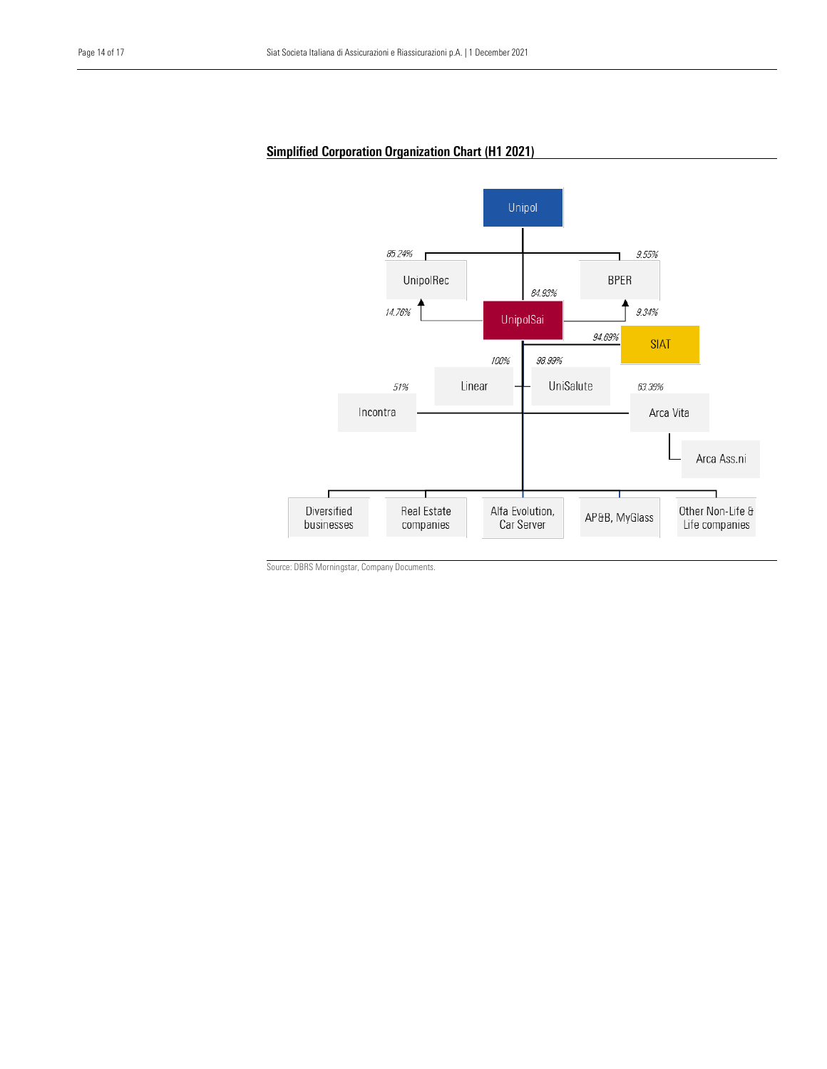## Simplified Corporation Organization Chart (H1 2021)

Unipol

85.24% UnipolRec

9.55% BPER

84.93% UnipolSai

14.76% (UnipolSai → UnipolRec)

9.34% (UnipolSai → BPER)

94.69% SIAT

100% Linear

98.99% UniSalute

51% Incontra

63.39% Arca Vita

Arca Ass.ni

Diversified businesses | Real Estate companies | Alfa Evolution, Car Server | AP&B, MyGlass | Other Non-Life & Life companies

Source: DBRS Morningstar, Company Documents.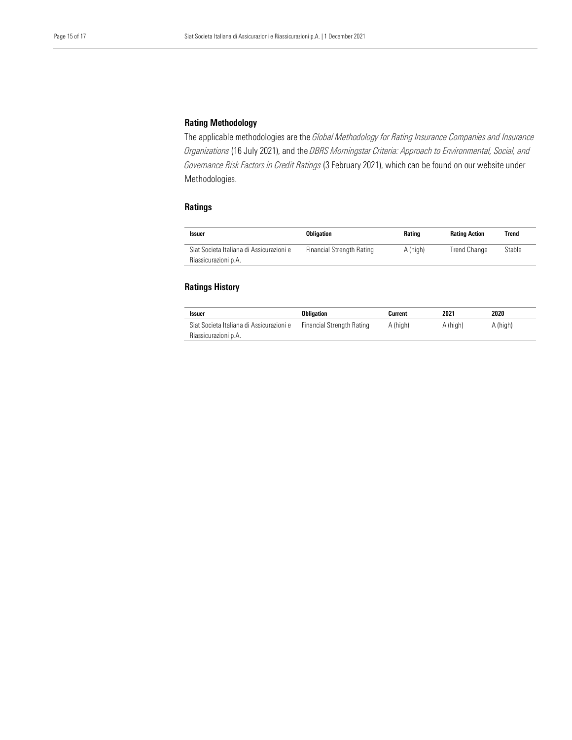## Rating Methodology

The applicable methodologies are the *Global Methodology for Rating Insurance Companies and Insurance Organizations* (16 July 2021), and the *DBRS Morningstar Criteria: Approach to Environmental, Social, and Governance Risk Factors in Credit Ratings* (3 February 2021), which can be found on our website under Methodologies.

## Ratings

| Issuer | Obligation | Rating | Rating Action | Trend |
|---|---|---|---|---|
| Siat Societa Italiana di Assicurazioni e Riassicurazioni p.A. | Financial Strength Rating | A (high) | Trend Change | Stable |

## Ratings History

| Issuer | Obligation | Current | 2021 | 2020 |
|---|---|---|---|---|
| Siat Societa Italiana di Assicurazioni e Riassicurazioni p.A. | Financial Strength Rating | A (high) | A (high) | A (high) |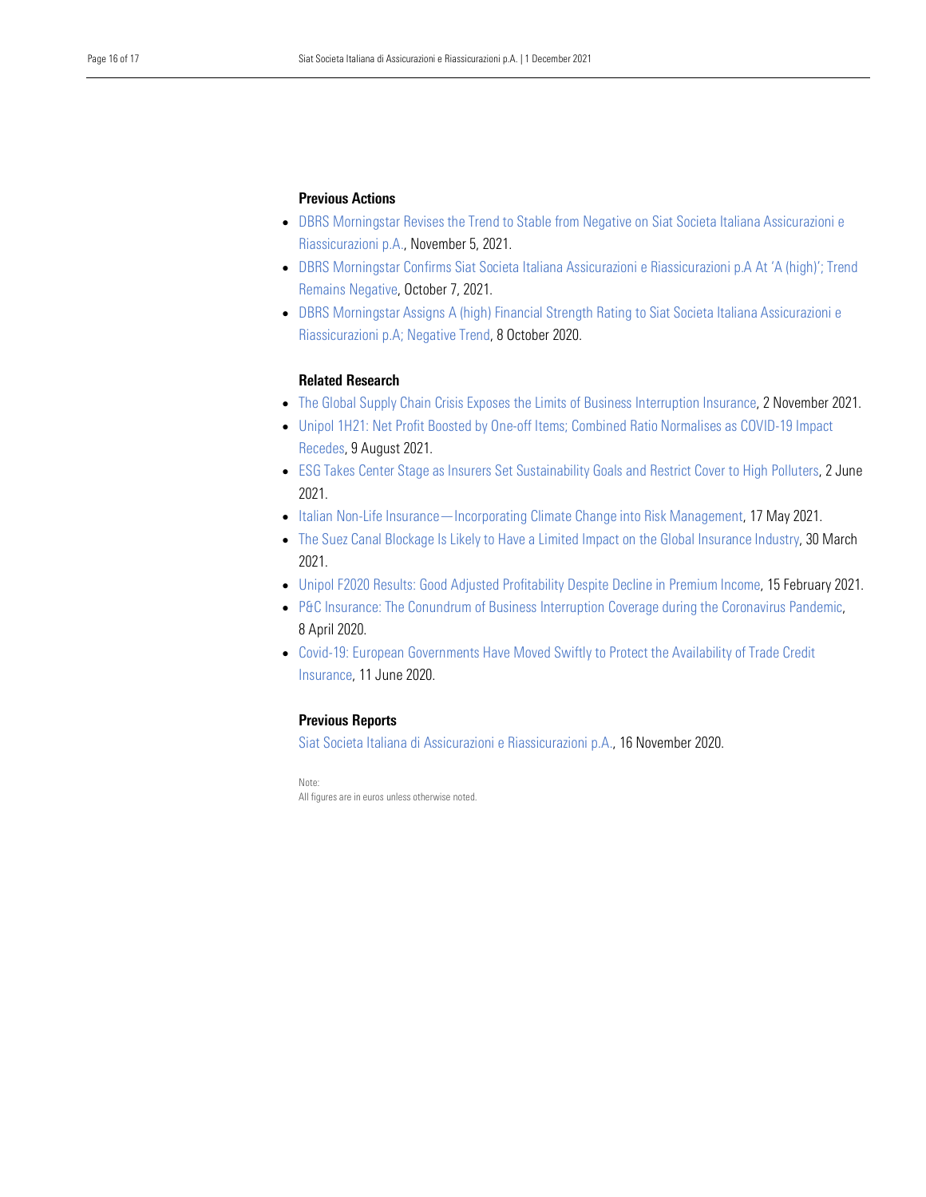### Previous Actions

- DBRS Morningstar Revises the Trend to Stable from Negative on Siat Societa Italiana Assicurazioni e Riassicurazioni p.A., November 5, 2021.
- DBRS Morningstar Confirms Siat Societa Italiana Assicurazioni e Riassicurazioni p.A At 'A (high)'; Trend Remains Negative, October 7, 2021.
- DBRS Morningstar Assigns A (high) Financial Strength Rating to Siat Societa Italiana Assicurazioni e Riassicurazioni p.A; Negative Trend, 8 October 2020.

### Related Research

- The Global Supply Chain Crisis Exposes the Limits of Business Interruption Insurance, 2 November 2021.
- Unipol 1H21: Net Profit Boosted by One-off Items; Combined Ratio Normalises as COVID-19 Impact Recedes, 9 August 2021.
- ESG Takes Center Stage as Insurers Set Sustainability Goals and Restrict Cover to High Polluters, 2 June 2021.
- Italian Non-Life Insurance—Incorporating Climate Change into Risk Management, 17 May 2021.
- The Suez Canal Blockage Is Likely to Have a Limited Impact on the Global Insurance Industry, 30 March 2021.
- Unipol F2020 Results: Good Adjusted Profitability Despite Decline in Premium Income, 15 February 2021.
- P&C Insurance: The Conundrum of Business Interruption Coverage during the Coronavirus Pandemic, 8 April 2020.
- Covid-19: European Governments Have Moved Swiftly to Protect the Availability of Trade Credit Insurance, 11 June 2020.

### Previous Reports

Siat Societa Italiana di Assicurazioni e Riassicurazioni p.A., 16 November 2020.

Note:
All figures are in euros unless otherwise noted.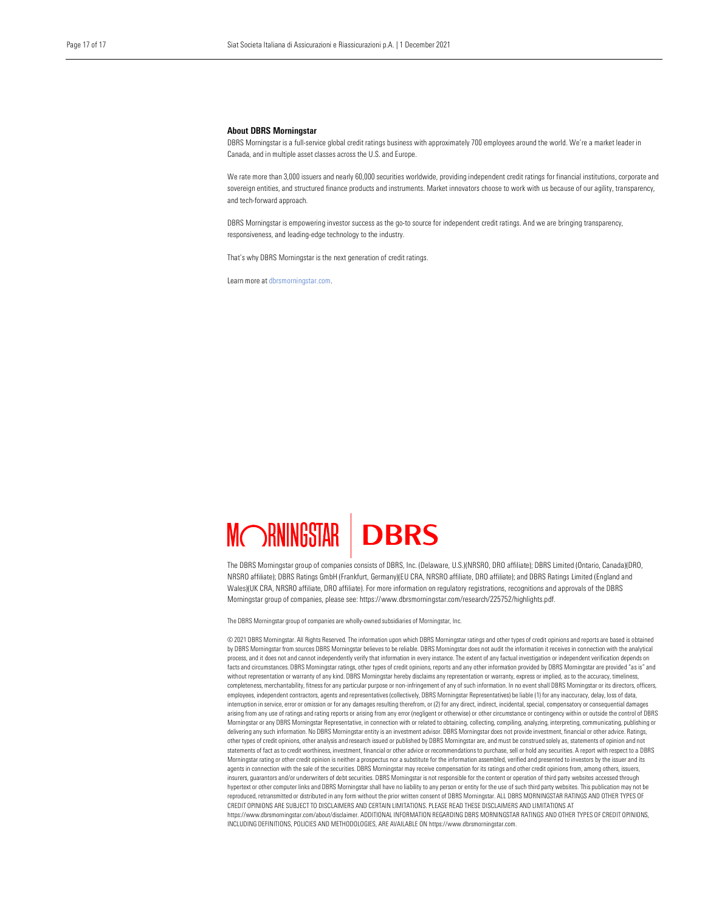### About DBRS Morningstar

DBRS Morningstar is a full-service global credit ratings business with approximately 700 employees around the world. We're a market leader in Canada, and in multiple asset classes across the U.S. and Europe.

We rate more than 3,000 issuers and nearly 60,000 securities worldwide, providing independent credit ratings for financial institutions, corporate and sovereign entities, and structured finance products and instruments. Market innovators choose to work with us because of our agility, transparency, and tech-forward approach.

DBRS Morningstar is empowering investor success as the go-to source for independent credit ratings. And we are bringing transparency, responsiveness, and leading-edge technology to the industry.

That's why DBRS Morningstar is the next generation of credit ratings.

Learn more at dbrsmorningstar.com.

MORNINGSTAR | DBRS

The DBRS Morningstar group of companies consists of DBRS, Inc. (Delaware, U.S.)(NRSRO, DRO affiliate); DBRS Limited (Ontario, Canada)(DRO, NRSRO affiliate); DBRS Ratings GmbH (Frankfurt, Germany)(EU CRA, NRSRO affiliate, DRO affiliate); and DBRS Ratings Limited (England and Wales)(UK CRA, NRSRO affiliate, DRO affiliate). For more information on regulatory registrations, recognitions and approvals of the DBRS Morningstar group of companies, please see: https://www.dbrsmorningstar.com/research/225752/highlights.pdf.

The DBRS Morningstar group of companies are wholly-owned subsidiaries of Morningstar, Inc.

© 2021 DBRS Morningstar. All Rights Reserved. The information upon which DBRS Morningstar ratings and other types of credit opinions and reports are based is obtained by DBRS Morningstar from sources DBRS Morningstar believes to be reliable. DBRS Morningstar does not audit the information it receives in connection with the analytical process, and it does not and cannot independently verify that information in every instance. The extent of any factual investigation or independent verification depends on facts and circumstances. DBRS Morningstar ratings, other types of credit opinions, reports and any other information provided by DBRS Morningstar are provided "as is" and without representation or warranty of any kind. DBRS Morningstar hereby disclaims any representation or warranty, express or implied, as to the accuracy, timeliness, completeness, merchantability, fitness for any particular purpose or non-infringement of any of such information. In no event shall DBRS Morningstar or its directors, officers, employees, independent contractors, agents and representatives (collectively, DBRS Morningstar Representatives) be liable (1) for any inaccuracy, delay, loss of data, interruption in service, error or omission or for any damages resulting therefrom, or (2) for any direct, indirect, incidental, special, compensatory or consequential damages arising from any use of ratings and rating reports or arising from any error (negligent or otherwise) or other circumstance or contingency within or outside the control of DBRS Morningstar or any DBRS Morningstar Representative, in connection with or related to obtaining, collecting, compiling, analyzing, interpreting, communicating, publishing or delivering any such information. No DBRS Morningstar entity is an investment advisor. DBRS Morningstar does not provide investment, financial or other advice. Ratings, other types of credit opinions, other analysis and research issued or published by DBRS Morningstar are, and must be construed solely as, statements of opinion and not statements of fact as to credit worthiness, investment, financial or other advice or recommendations to purchase, sell or hold any securities. A report with respect to a DBRS Morningstar rating or other credit opinion is neither a prospectus nor a substitute for the information assembled, verified and presented to investors by the issuer and its agents in connection with the sale of the securities. DBRS Morningstar may receive compensation for its ratings and other credit opinions from, among others, issuers, insurers, guarantors and/or underwriters of debt securities. DBRS Morningstar is not responsible for the content or operation of third party websites accessed through hypertext or other computer links and DBRS Morningstar shall have no liability to any person or entity for the use of such third party websites. This publication may not be reproduced, retransmitted or distributed in any form without the prior written consent of DBRS Morningstar. ALL DBRS MORNINGSTAR RATINGS AND OTHER TYPES OF CREDIT OPINIONS ARE SUBJECT TO DISCLAIMERS AND CERTAIN LIMITATIONS. PLEASE READ THESE DISCLAIMERS AND LIMITATIONS AT https://www.dbrsmorningstar.com/about/disclaimer. ADDITIONAL INFORMATION REGARDING DBRS MORNINGSTAR RATINGS AND OTHER TYPES OF CREDIT OPINIONS, INCLUDING DEFINITIONS, POLICIES AND METHODOLOGIES, ARE AVAILABLE ON https://www.dbrsmorningstar.com.